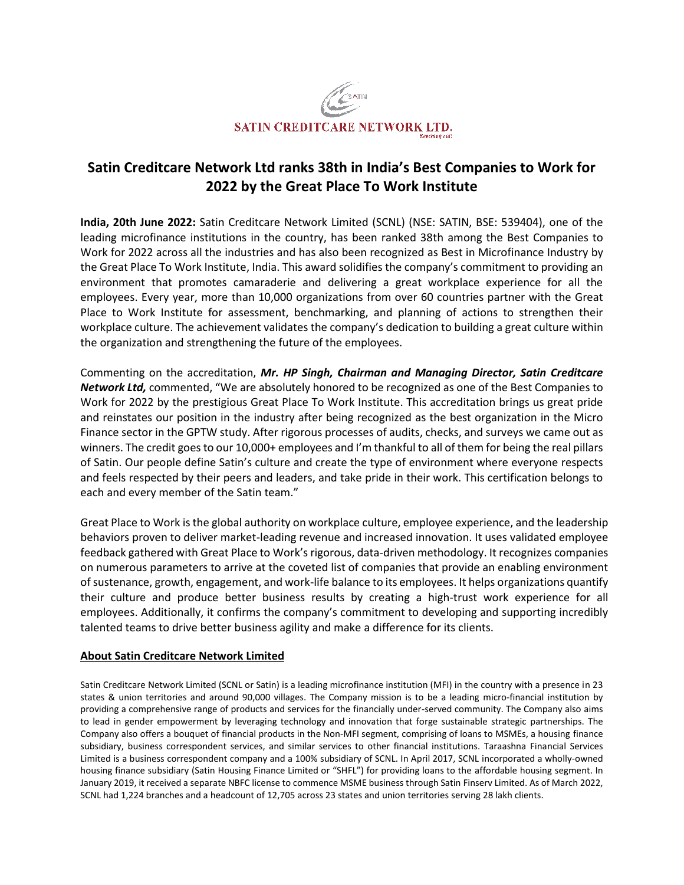SATIN CREDITCARE NETWORK LTD.

*Reaching out!*

# Satin Creditcare Network Ltd ranks 38th in India's Best Companies to Work for 2022 by the Great Place To Work Institute

**India, 20th June 2022:** Satin Creditcare Network Limited (SCNL) (NSE: SATIN, BSE: 539404), one of the leading microfinance institutions in the country, has been ranked 38th among the Best Companies to Work for 2022 across all the industries and has also been recognized as Best in Microfinance Industry by the Great Place To Work Institute, India. This award solidifies the company's commitment to providing an environment that promotes camaraderie and delivering a great workplace experience for all the employees. Every year, more than 10,000 organizations from over 60 countries partner with the Great Place to Work Institute for assessment, benchmarking, and planning of actions to strengthen their workplace culture. The achievement validates the company's dedication to building a great culture within the organization and strengthening the future of the employees.

Commenting on the accreditation, ***Mr. HP Singh, Chairman and Managing Director, Satin Creditcare Network Ltd,*** commented, "We are absolutely honored to be recognized as one of the Best Companies to Work for 2022 by the prestigious Great Place To Work Institute. This accreditation brings us great pride and reinstates our position in the industry after being recognized as the best organization in the Micro Finance sector in the GPTW study. After rigorous processes of audits, checks, and surveys we came out as winners. The credit goes to our 10,000+ employees and I'm thankful to all of them for being the real pillars of Satin. Our people define Satin's culture and create the type of environment where everyone respects and feels respected by their peers and leaders, and take pride in their work. This certification belongs to each and every member of the Satin team."

Great Place to Work is the global authority on workplace culture, employee experience, and the leadership behaviors proven to deliver market-leading revenue and increased innovation. It uses validated employee feedback gathered with Great Place to Work's rigorous, data-driven methodology. It recognizes companies on numerous parameters to arrive at the coveted list of companies that provide an enabling environment of sustenance, growth, engagement, and work-life balance to its employees. It helps organizations quantify their culture and produce better business results by creating a high-trust work experience for all employees. Additionally, it confirms the company's commitment to developing and supporting incredibly talented teams to drive better business agility and make a difference for its clients.

## About Satin Creditcare Network Limited

Satin Creditcare Network Limited (SCNL or Satin) is a leading microfinance institution (MFI) in the country with a presence in 23 states & union territories and around 90,000 villages. The Company mission is to be a leading micro-financial institution by providing a comprehensive range of products and services for the financially under-served community. The Company also aims to lead in gender empowerment by leveraging technology and innovation that forge sustainable strategic partnerships. The Company also offers a bouquet of financial products in the Non-MFI segment, comprising of loans to MSMEs, a housing finance subsidiary, business correspondent services, and similar services to other financial institutions. Taraashna Financial Services Limited is a business correspondent company and a 100% subsidiary of SCNL. In April 2017, SCNL incorporated a wholly-owned housing finance subsidiary (Satin Housing Finance Limited or "SHFL") for providing loans to the affordable housing segment. In January 2019, it received a separate NBFC license to commence MSME business through Satin Finserv Limited. As of March 2022, SCNL had 1,224 branches and a headcount of 12,705 across 23 states and union territories serving 28 lakh clients.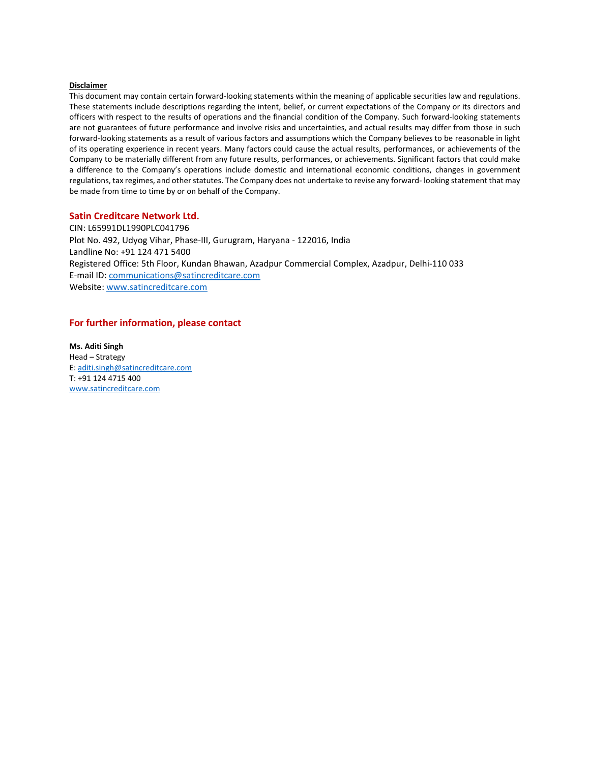**Disclaimer**

This document may contain certain forward-looking statements within the meaning of applicable securities law and regulations. These statements include descriptions regarding the intent, belief, or current expectations of the Company or its directors and officers with respect to the results of operations and the financial condition of the Company. Such forward-looking statements are not guarantees of future performance and involve risks and uncertainties, and actual results may differ from those in such forward-looking statements as a result of various factors and assumptions which the Company believes to be reasonable in light of its operating experience in recent years. Many factors could cause the actual results, performances, or achievements of the Company to be materially different from any future results, performances, or achievements. Significant factors that could make a difference to the Company's operations include domestic and international economic conditions, changes in government regulations, tax regimes, and other statutes. The Company does not undertake to revise any forward- looking statement that may be made from time to time by or on behalf of the Company.

## Satin Creditcare Network Ltd.

CIN: L65991DL1990PLC041796
Plot No. 492, Udyog Vihar, Phase-III, Gurugram, Haryana - 122016, India
Landline No: +91 124 471 5400
Registered Office: 5th Floor, Kundan Bhawan, Azadpur Commercial Complex, Azadpur, Delhi-110 033
E-mail ID: communications@satincreditcare.com
Website: www.satincreditcare.com

## For further information, please contact

**Ms. Aditi Singh**
Head – Strategy
E: aditi.singh@satincreditcare.com
T: +91 124 4715 400
www.satincreditcare.com